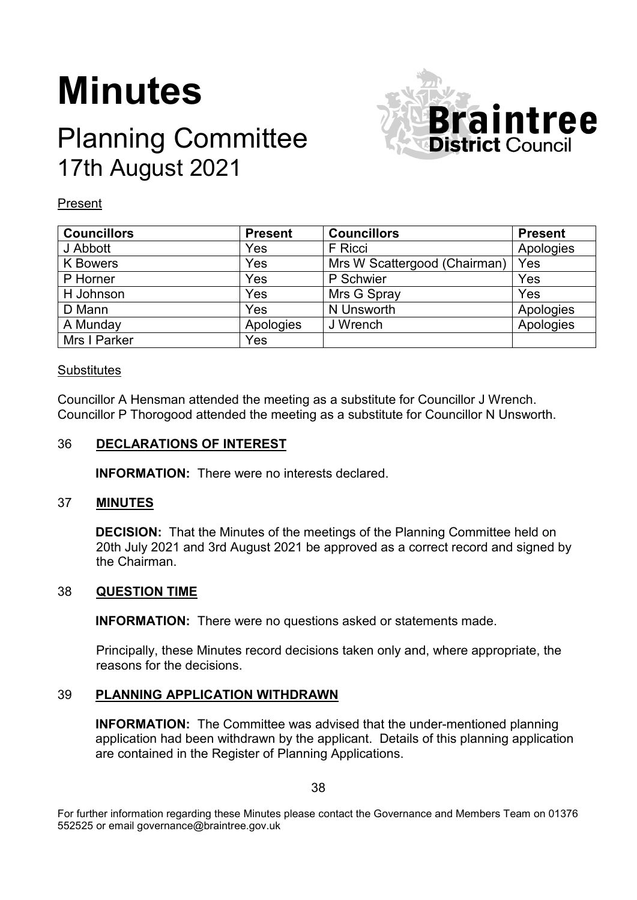# Minutes

## Planning Committee
17th August 2021

Present

| Councillors | Present | Councillors | Present |
|---|---|---|---|
| J Abbott | Yes | F Ricci | Apologies |
| K Bowers | Yes | Mrs W Scattergood (Chairman) | Yes |
| P Horner | Yes | P Schwier | Yes |
| H Johnson | Yes | Mrs G Spray | Yes |
| D Mann | Yes | N Unsworth | Apologies |
| A Munday | Apologies | J Wrench | Apologies |
| Mrs I Parker | Yes | | |

Substitutes

Councillor A Hensman attended the meeting as a substitute for Councillor J Wrench.
Councillor P Thorogood attended the meeting as a substitute for Councillor N Unsworth.

### 36 DECLARATIONS OF INTEREST

**INFORMATION:** There were no interests declared.

### 37 MINUTES

**DECISION:** That the Minutes of the meetings of the Planning Committee held on 20th July 2021 and 3rd August 2021 be approved as a correct record and signed by the Chairman.

### 38 QUESTION TIME

**INFORMATION:** There were no questions asked or statements made.

Principally, these Minutes record decisions taken only and, where appropriate, the reasons for the decisions.

### 39 PLANNING APPLICATION WITHDRAWN

**INFORMATION:** The Committee was advised that the under-mentioned planning application had been withdrawn by the applicant. Details of this planning application are contained in the Register of Planning Applications.

For further information regarding these Minutes please contact the Governance and Members Team on 01376 552525 or email governance@braintree.gov.uk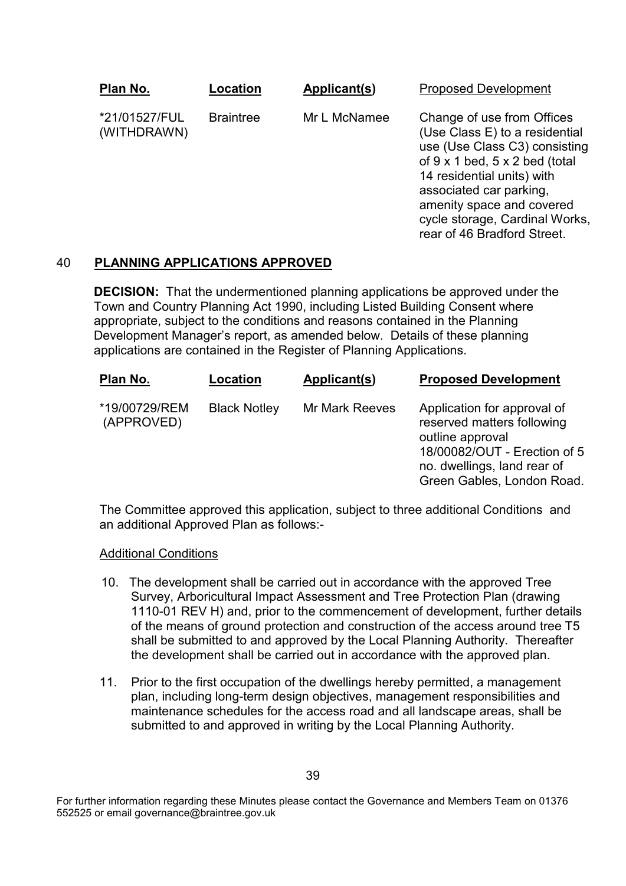| Plan No. | Location | Applicant(s) | Proposed Development |
| --- | --- | --- | --- |
| *21/01527/FUL (WITHDRAWN) | Braintree | Mr L McNamee | Change of use from Offices (Use Class E) to a residential use (Use Class C3) consisting of 9 x 1 bed, 5 x 2 bed (total 14 residential units) with associated car parking, amenity space and covered cycle storage, Cardinal Works, rear of 46 Bradford Street. |

## 40 PLANNING APPLICATIONS APPROVED

**DECISION:** That the undermentioned planning applications be approved under the Town and Country Planning Act 1990, including Listed Building Consent where appropriate, subject to the conditions and reasons contained in the Planning Development Manager's report, as amended below. Details of these planning applications are contained in the Register of Planning Applications.

| Plan No. | Location | Applicant(s) | Proposed Development |
| --- | --- | --- | --- |
| *19/00729/REM (APPROVED) | Black Notley | Mr Mark Reeves | Application for approval of reserved matters following outline approval 18/00082/OUT - Erection of 5 no. dwellings, land rear of Green Gables, London Road. |

The Committee approved this application, subject to three additional Conditions and an additional Approved Plan as follows:-

Additional Conditions

10. The development shall be carried out in accordance with the approved Tree Survey, Arboricultural Impact Assessment and Tree Protection Plan (drawing 1110-01 REV H) and, prior to the commencement of development, further details of the means of ground protection and construction of the access around tree T5 shall be submitted to and approved by the Local Planning Authority. Thereafter the development shall be carried out in accordance with the approved plan.

11. Prior to the first occupation of the dwellings hereby permitted, a management plan, including long-term design objectives, management responsibilities and maintenance schedules for the access road and all landscape areas, shall be submitted to and approved in writing by the Local Planning Authority.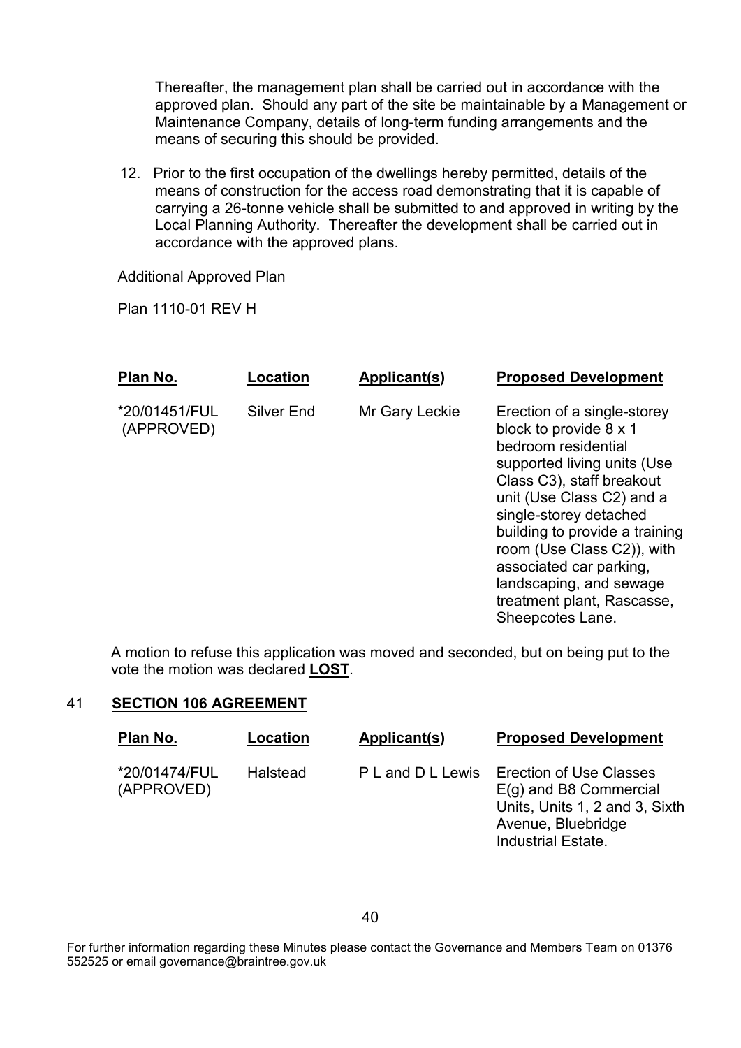Thereafter, the management plan shall be carried out in accordance with the approved plan. Should any part of the site be maintainable by a Management or Maintenance Company, details of long-term funding arrangements and the means of securing this should be provided.

12. Prior to the first occupation of the dwellings hereby permitted, details of the means of construction for the access road demonstrating that it is capable of carrying a 26-tonne vehicle shall be submitted to and approved in writing by the Local Planning Authority. Thereafter the development shall be carried out in accordance with the approved plans.

Additional Approved Plan

Plan 1110-01 REV H

---

| Plan No. | Location | Applicant(s) | Proposed Development |
|---|---|---|---|
| *20/01451/FUL (APPROVED) | Silver End | Mr Gary Leckie | Erection of a single-storey block to provide 8 x 1 bedroom residential supported living units (Use Class C3), staff breakout unit (Use Class C2) and a single-storey detached building to provide a training room (Use Class C2)), with associated car parking, landscaping, and sewage treatment plant, Rascasse, Sheepcotes Lane. |

A motion to refuse this application was moved and seconded, but on being put to the vote the motion was declared **LOST**.

## 41 SECTION 106 AGREEMENT

| Plan No. | Location | Applicant(s) | Proposed Development |
|---|---|---|---|
| *20/01474/FUL (APPROVED) | Halstead | P L and D L Lewis | Erection of Use Classes E(g) and B8 Commercial Units, Units 1, 2 and 3, Sixth Avenue, Bluebridge Industrial Estate. |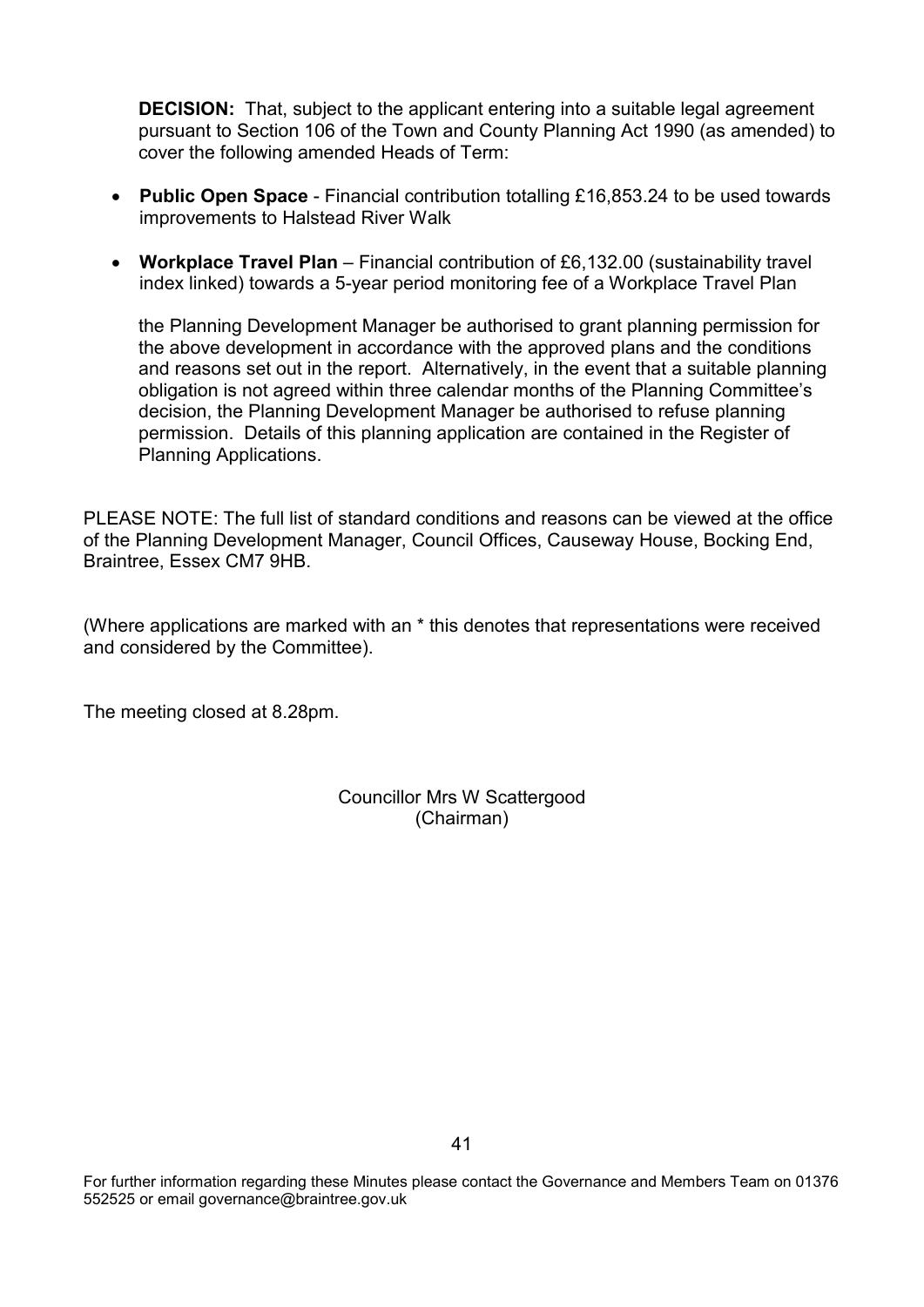**DECISION:** That, subject to the applicant entering into a suitable legal agreement pursuant to Section 106 of the Town and County Planning Act 1990 (as amended) to cover the following amended Heads of Term:

- **Public Open Space** - Financial contribution totalling £16,853.24 to be used towards improvements to Halstead River Walk
- **Workplace Travel Plan** – Financial contribution of £6,132.00 (sustainability travel index linked) towards a 5-year period monitoring fee of a Workplace Travel Plan

the Planning Development Manager be authorised to grant planning permission for the above development in accordance with the approved plans and the conditions and reasons set out in the report. Alternatively, in the event that a suitable planning obligation is not agreed within three calendar months of the Planning Committee's decision, the Planning Development Manager be authorised to refuse planning permission. Details of this planning application are contained in the Register of Planning Applications.

PLEASE NOTE: The full list of standard conditions and reasons can be viewed at the office of the Planning Development Manager, Council Offices, Causeway House, Bocking End, Braintree, Essex CM7 9HB.

(Where applications are marked with an * this denotes that representations were received and considered by the Committee).

The meeting closed at 8.28pm.

Councillor Mrs W Scattergood
(Chairman)

For further information regarding these Minutes please contact the Governance and Members Team on 01376 552525 or email governance@braintree.gov.uk